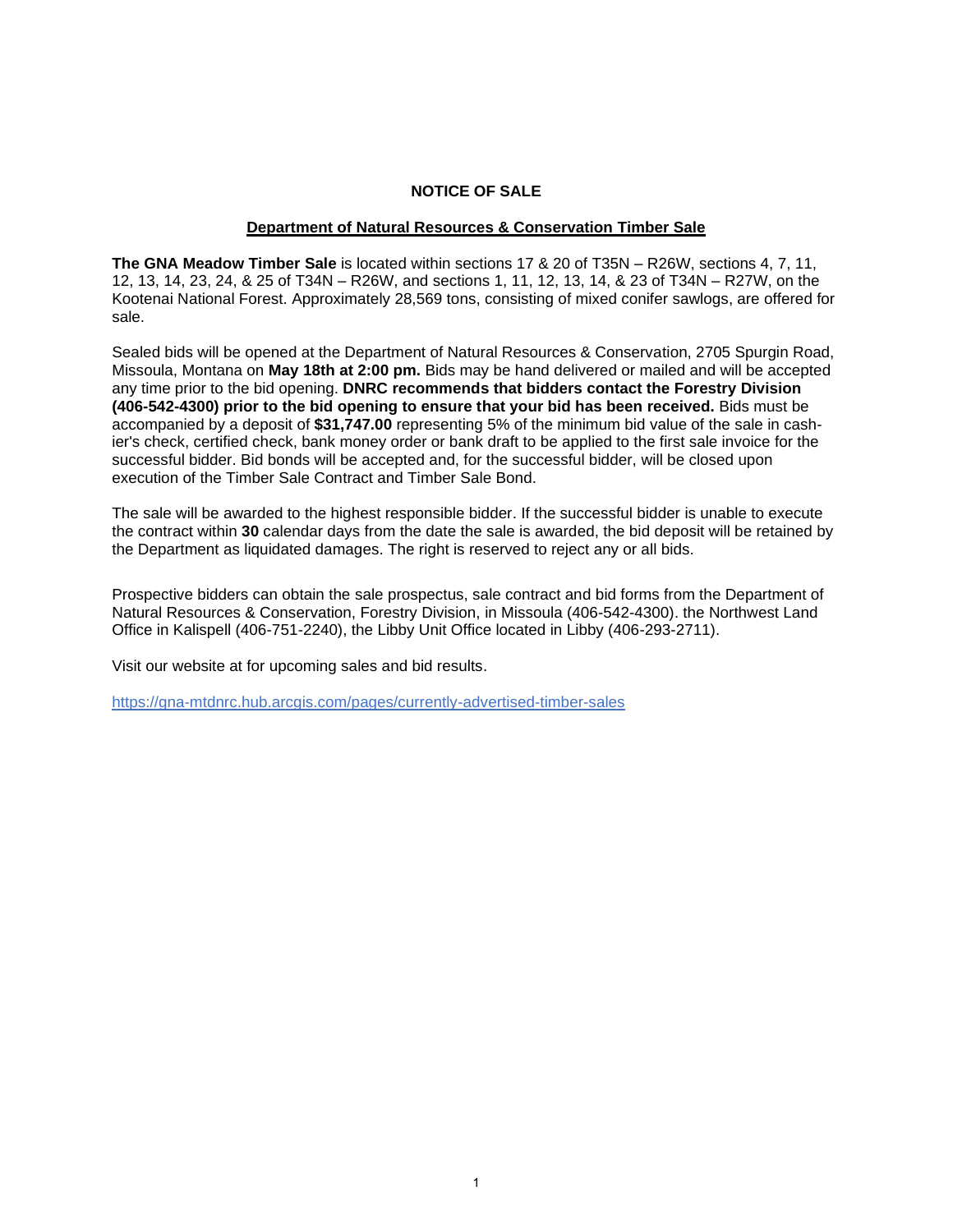**NOTICE OF SALE**

**Department of Natural Resources & Conservation Timber Sale**

**The GNA Meadow Timber Sale** is located within sections 17 & 20 of T35N – R26W, sections 4, 7, 11, 12, 13, 14, 23, 24, & 25 of T34N – R26W, and sections 1, 11, 12, 13, 14, & 23 of T34N – R27W, on the Kootenai National Forest. Approximately 28,569 tons, consisting of mixed conifer sawlogs, are offered for sale.

Sealed bids will be opened at the Department of Natural Resources & Conservation, 2705 Spurgin Road, Missoula, Montana on **May 18th at 2:00 pm.** Bids may be hand delivered or mailed and will be accepted any time prior to the bid opening. **DNRC recommends that bidders contact the Forestry Division (406-542-4300) prior to the bid opening to ensure that your bid has been received.** Bids must be accompanied by a deposit of **$31,747.00** representing 5% of the minimum bid value of the sale in cashier's check, certified check, bank money order or bank draft to be applied to the first sale invoice for the successful bidder. Bid bonds will be accepted and, for the successful bidder, will be closed upon execution of the Timber Sale Contract and Timber Sale Bond.

The sale will be awarded to the highest responsible bidder. If the successful bidder is unable to execute the contract within **30** calendar days from the date the sale is awarded, the bid deposit will be retained by the Department as liquidated damages. The right is reserved to reject any or all bids.

Prospective bidders can obtain the sale prospectus, sale contract and bid forms from the Department of Natural Resources & Conservation, Forestry Division, in Missoula (406-542-4300). the Northwest Land Office in Kalispell (406-751-2240), the Libby Unit Office located in Libby (406-293-2711).

Visit our website at for upcoming sales and bid results.

https://gna-mtdnrc.hub.arcgis.com/pages/currently-advertised-timber-sales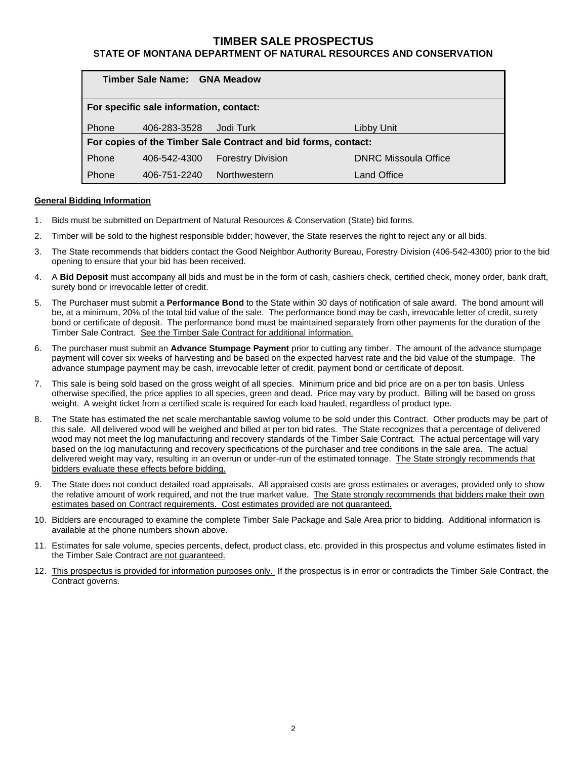# TIMBER SALE PROSPECTUS

## STATE OF MONTANA DEPARTMENT OF NATURAL RESOURCES AND CONSERVATION

| **Timber Sale Name: GNA Meadow** | | | |
|---|---|---|---|
| **For specific sale information, contact:** | | | |
| Phone | 406-283-3528 | Jodi Turk | Libby Unit |
| **For copies of the Timber Sale Contract and bid forms, contact:** | | | |
| Phone | 406-542-4300 | Forestry Division | DNRC Missoula Office |
| Phone | 406-751-2240 | Northwestern | Land Office |

**General Bidding Information**

1. Bids must be submitted on Department of Natural Resources & Conservation (State) bid forms.
2. Timber will be sold to the highest responsible bidder; however, the State reserves the right to reject any or all bids.
3. The State recommends that bidders contact the Good Neighbor Authority Bureau, Forestry Division (406-542-4300) prior to the bid opening to ensure that your bid has been received.
4. A **Bid Deposit** must accompany all bids and must be in the form of cash, cashiers check, certified check, money order, bank draft, surety bond or irrevocable letter of credit.
5. The Purchaser must submit a **Performance Bond** to the State within 30 days of notification of sale award. The bond amount will be, at a minimum, 20% of the total bid value of the sale. The performance bond may be cash, irrevocable letter of credit, surety bond or certificate of deposit. The performance bond must be maintained separately from other payments for the duration of the Timber Sale Contract. See the Timber Sale Contract for additional information.
6. The purchaser must submit an **Advance Stumpage Payment** prior to cutting any timber. The amount of the advance stumpage payment will cover six weeks of harvesting and be based on the expected harvest rate and the bid value of the stumpage. The advance stumpage payment may be cash, irrevocable letter of credit, payment bond or certificate of deposit.
7. This sale is being sold based on the gross weight of all species. Minimum price and bid price are on a per ton basis. Unless otherwise specified, the price applies to all species, green and dead. Price may vary by product. Billing will be based on gross weight. A weight ticket from a certified scale is required for each load hauled, regardless of product type.
8. The State has estimated the net scale merchantable sawlog volume to be sold under this Contract. Other products may be part of this sale. All delivered wood will be weighed and billed at per ton bid rates. The State recognizes that a percentage of delivered wood may not meet the log manufacturing and recovery standards of the Timber Sale Contract. The actual percentage will vary based on the log manufacturing and recovery specifications of the purchaser and tree conditions in the sale area. The actual delivered weight may vary, resulting in an overrun or under-run of the estimated tonnage. The State strongly recommends that bidders evaluate these effects before bidding.
9. The State does not conduct detailed road appraisals. All appraised costs are gross estimates or averages, provided only to show the relative amount of work required, and not the true market value. The State strongly recommends that bidders make their own estimates based on Contract requirements. Cost estimates provided are not guaranteed.
10. Bidders are encouraged to examine the complete Timber Sale Package and Sale Area prior to bidding. Additional information is available at the phone numbers shown above.
11. Estimates for sale volume, species percents, defect, product class, etc. provided in this prospectus and volume estimates listed in the Timber Sale Contract are not guaranteed.
12. This prospectus is provided for information purposes only. If the prospectus is in error or contradicts the Timber Sale Contract, the Contract governs.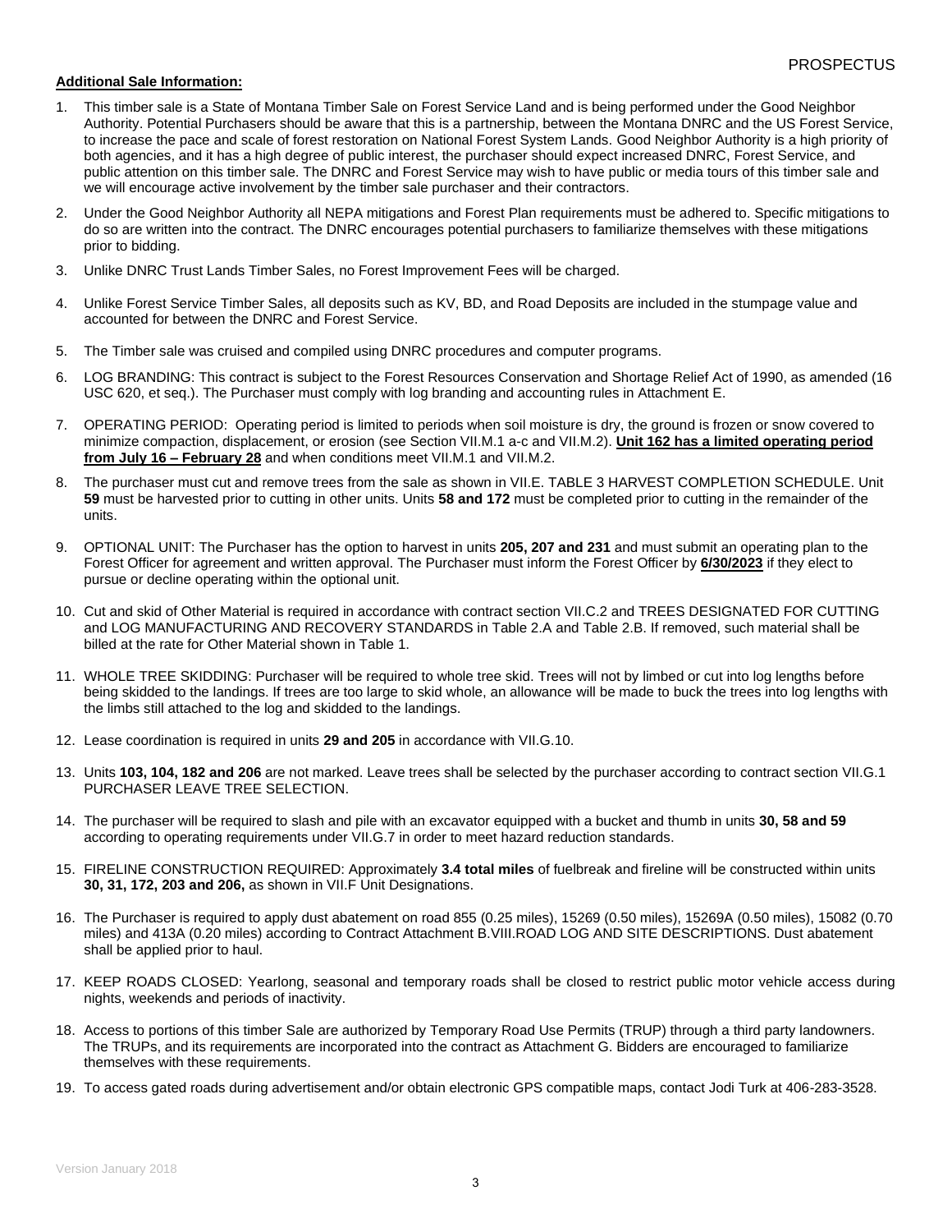**Additional Sale Information:**

1. This timber sale is a State of Montana Timber Sale on Forest Service Land and is being performed under the Good Neighbor Authority. Potential Purchasers should be aware that this is a partnership, between the Montana DNRC and the US Forest Service, to increase the pace and scale of forest restoration on National Forest System Lands. Good Neighbor Authority is a high priority of both agencies, and it has a high degree of public interest, the purchaser should expect increased DNRC, Forest Service, and public attention on this timber sale. The DNRC and Forest Service may wish to have public or media tours of this timber sale and we will encourage active involvement by the timber sale purchaser and their contractors.

2. Under the Good Neighbor Authority all NEPA mitigations and Forest Plan requirements must be adhered to. Specific mitigations to do so are written into the contract. The DNRC encourages potential purchasers to familiarize themselves with these mitigations prior to bidding.

3. Unlike DNRC Trust Lands Timber Sales, no Forest Improvement Fees will be charged.

4. Unlike Forest Service Timber Sales, all deposits such as KV, BD, and Road Deposits are included in the stumpage value and accounted for between the DNRC and Forest Service.

5. The Timber sale was cruised and compiled using DNRC procedures and computer programs.

6. LOG BRANDING: This contract is subject to the Forest Resources Conservation and Shortage Relief Act of 1990, as amended (16 USC 620, et seq.). The Purchaser must comply with log branding and accounting rules in Attachment E.

7. OPERATING PERIOD: Operating period is limited to periods when soil moisture is dry, the ground is frozen or snow covered to minimize compaction, displacement, or erosion (see Section VII.M.1 a-c and VII.M.2). **Unit 162 has a limited operating period from July 16 – February 28** and when conditions meet VII.M.1 and VII.M.2.

8. The purchaser must cut and remove trees from the sale as shown in VII.E. TABLE 3 HARVEST COMPLETION SCHEDULE. Unit **59** must be harvested prior to cutting in other units. Units **58 and 172** must be completed prior to cutting in the remainder of the units.

9. OPTIONAL UNIT: The Purchaser has the option to harvest in units **205, 207 and 231** and must submit an operating plan to the Forest Officer for agreement and written approval. The Purchaser must inform the Forest Officer by **6/30/2023** if they elect to pursue or decline operating within the optional unit.

10. Cut and skid of Other Material is required in accordance with contract section VII.C.2 and TREES DESIGNATED FOR CUTTING and LOG MANUFACTURING AND RECOVERY STANDARDS in Table 2.A and Table 2.B. If removed, such material shall be billed at the rate for Other Material shown in Table 1.

11. WHOLE TREE SKIDDING: Purchaser will be required to whole tree skid. Trees will not by limbed or cut into log lengths before being skidded to the landings. If trees are too large to skid whole, an allowance will be made to buck the trees into log lengths with the limbs still attached to the log and skidded to the landings.

12. Lease coordination is required in units **29 and 205** in accordance with VII.G.10.

13. Units **103, 104, 182 and 206** are not marked. Leave trees shall be selected by the purchaser according to contract section VII.G.1 PURCHASER LEAVE TREE SELECTION.

14. The purchaser will be required to slash and pile with an excavator equipped with a bucket and thumb in units **30, 58 and 59** according to operating requirements under VII.G.7 in order to meet hazard reduction standards.

15. FIRELINE CONSTRUCTION REQUIRED: Approximately **3.4 total miles** of fuelbreak and fireline will be constructed within units **30, 31, 172, 203 and 206,** as shown in VII.F Unit Designations.

16. The Purchaser is required to apply dust abatement on road 855 (0.25 miles), 15269 (0.50 miles), 15269A (0.50 miles), 15082 (0.70 miles) and 413A (0.20 miles) according to Contract Attachment B.VIII.ROAD LOG AND SITE DESCRIPTIONS. Dust abatement shall be applied prior to haul.

17. KEEP ROADS CLOSED: Yearlong, seasonal and temporary roads shall be closed to restrict public motor vehicle access during nights, weekends and periods of inactivity.

18. Access to portions of this timber Sale are authorized by Temporary Road Use Permits (TRUP) through a third party landowners. The TRUPs, and its requirements are incorporated into the contract as Attachment G. Bidders are encouraged to familiarize themselves with these requirements.

19. To access gated roads during advertisement and/or obtain electronic GPS compatible maps, contact Jodi Turk at 406-283-3528.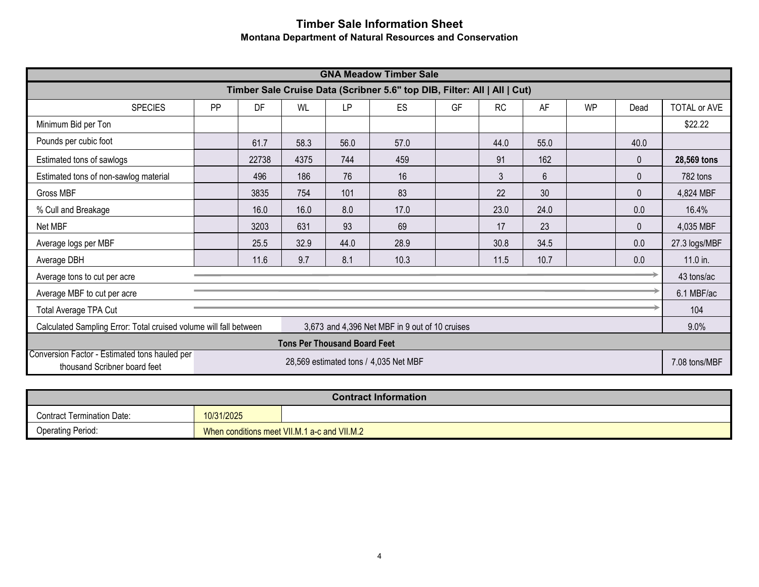# Timber Sale Information Sheet

## Montana Department of Natural Resources and Conservation

| GNA Meadow Timber Sale | | | | | | | | | | | |
|---|---|---|---|---|---|---|---|---|---|---|---|
| **Timber Sale Cruise Data (Scribner 5.6" top DIB, Filter: All \| All \| Cut)** | | | | | | | | | | | |
| SPECIES | PP | DF | WL | LP | ES | GF | RC | AF | WP | Dead | TOTAL or AVE |
| Minimum Bid per Ton | | | | | | | | | | | $22.22 |
| Pounds per cubic foot | | 61.7 | 58.3 | 56.0 | 57.0 | | 44.0 | 55.0 | | 40.0 | |
| Estimated tons of sawlogs | | 22738 | 4375 | 744 | 459 | | 91 | 162 | | 0 | **28,569 tons** |
| Estimated tons of non-sawlog material | | 496 | 186 | 76 | 16 | | 3 | 6 | | 0 | 782 tons |
| Gross MBF | | 3835 | 754 | 101 | 83 | | 22 | 30 | | 0 | 4,824 MBF |
| % Cull and Breakage | | 16.0 | 16.0 | 8.0 | 17.0 | | 23.0 | 24.0 | | 0.0 | 16.4% |
| Net MBF | | 3203 | 631 | 93 | 69 | | 17 | 23 | | 0 | 4,035 MBF |
| Average logs per MBF | | 25.5 | 32.9 | 44.0 | 28.9 | | 30.8 | 34.5 | | 0.0 | 27.3 logs/MBF |
| Average DBH | | 11.6 | 9.7 | 8.1 | 10.3 | | 11.5 | 10.7 | | 0.0 | 11.0 in. |
| Average tons to cut per acre | → | | | | | | | | | | 43 tons/ac |
| Average MBF to cut per acre | → | | | | | | | | | | 6.1 MBF/ac |
| Total Average TPA Cut | → | | | | | | | | | | 104 |
| Calculated Sampling Error: Total cruised volume will fall between | | 3,673 and 4,396 Net MBF in 9 out of 10 cruises | | | | | | | | | 9.0% |
| **Tons Per Thousand Board Feet** | | | | | | | | | | | |
| Conversion Factor - Estimated tons hauled per thousand Scribner board feet | 28,569 estimated tons / 4,035 Net MBF | | | | | | | | | | 7.08 tons/MBF |

| Contract Information | |
|---|---|
| Contract Termination Date: | 10/31/2025 |
| Operating Period: | When conditions meet VII.M.1 a-c and VII.M.2 |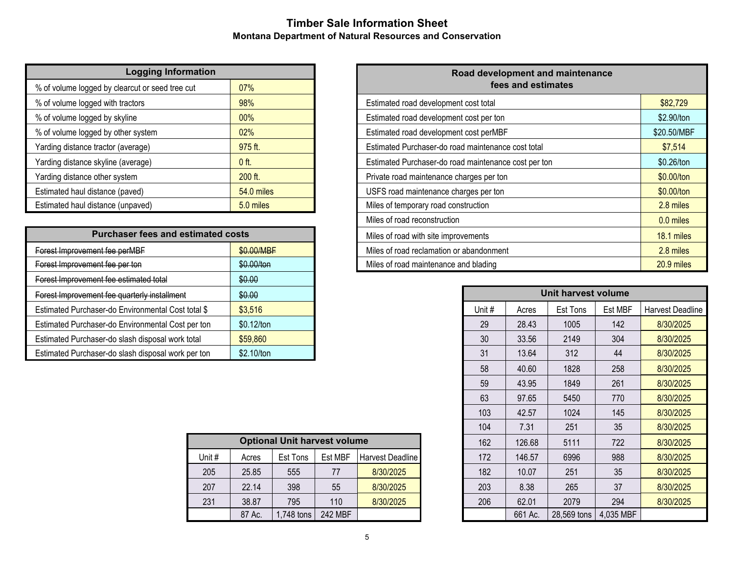# Timber Sale Information Sheet

## Montana Department of Natural Resources and Conservation

| Logging Information | |
|---|---|
| % of volume logged by clearcut or seed tree cut | 07% |
| % of volume logged with tractors | 98% |
| % of volume logged by skyline | 00% |
| % of volume logged by other system | 02% |
| Yarding distance tractor (average) | 975 ft. |
| Yarding distance skyline (average) | 0 ft. |
| Yarding distance other system | 200 ft. |
| Estimated haul distance (paved) | 54.0 miles |
| Estimated haul distance (unpaved) | 5.0 miles |

| Purchaser fees and estimated costs | |
|---|---|
| ~~Forest Improvement fee perMBF~~ | ~~$0.00/MBF~~ |
| ~~Forest Improvement fee per ton~~ | ~~$0.00/ton~~ |
| ~~Forest Improvement fee estimated total~~ | ~~$0.00~~ |
| ~~Forest Improvement fee quarterly installment~~ | ~~$0.00~~ |
| Estimated Purchaser-do Environmental Cost total $ | $3,516 |
| Estimated Purchaser-do Environmental Cost per ton | $0.12/ton |
| Estimated Purchaser-do slash disposal work total | $59,860 |
| Estimated Purchaser-do slash disposal work per ton | $2.10/ton |

| Road development and maintenance fees and estimates | |
|---|---|
| Estimated road development cost total | $82,729 |
| Estimated road development cost per ton | $2.90/ton |
| Estimated road development cost perMBF | $20.50/MBF |
| Estimated Purchaser-do road maintenance cost total | $7,514 |
| Estimated Purchaser-do road maintenance cost per ton | $0.26/ton |
| Private road maintenance charges per ton | $0.00/ton |
| USFS road maintenance charges per ton | $0.00/ton |
| Miles of temporary road construction | 2.8 miles |
| Miles of road reconstruction | 0.0 miles |
| Miles of road with site improvements | 18.1 miles |
| Miles of road reclamation or abandonment | 2.8 miles |
| Miles of road maintenance and blading | 20.9 miles |

**Unit harvest volume**

| Unit # | Acres | Est Tons | Est MBF | Harvest Deadline |
|---|---|---|---|---|
| 29 | 28.43 | 1005 | 142 | 8/30/2025 |
| 30 | 33.56 | 2149 | 304 | 8/30/2025 |
| 31 | 13.64 | 312 | 44 | 8/30/2025 |
| 58 | 40.60 | 1828 | 258 | 8/30/2025 |
| 59 | 43.95 | 1849 | 261 | 8/30/2025 |
| 63 | 97.65 | 5450 | 770 | 8/30/2025 |
| 103 | 42.57 | 1024 | 145 | 8/30/2025 |
| 104 | 7.31 | 251 | 35 | 8/30/2025 |
| 162 | 126.68 | 5111 | 722 | 8/30/2025 |
| 172 | 146.57 | 6996 | 988 | 8/30/2025 |
| 182 | 10.07 | 251 | 35 | 8/30/2025 |
| 203 | 8.38 | 265 | 37 | 8/30/2025 |
| 206 | 62.01 | 2079 | 294 | 8/30/2025 |
| | 661 Ac. | 28,569 tons | 4,035 MBF | |

**Optional Unit harvest volume**

| Unit # | Acres | Est Tons | Est MBF | Harvest Deadline |
|---|---|---|---|---|
| 205 | 25.85 | 555 | 77 | 8/30/2025 |
| 207 | 22.14 | 398 | 55 | 8/30/2025 |
| 231 | 38.87 | 795 | 110 | 8/30/2025 |
| | 87 Ac. | 1,748 tons | 242 MBF | |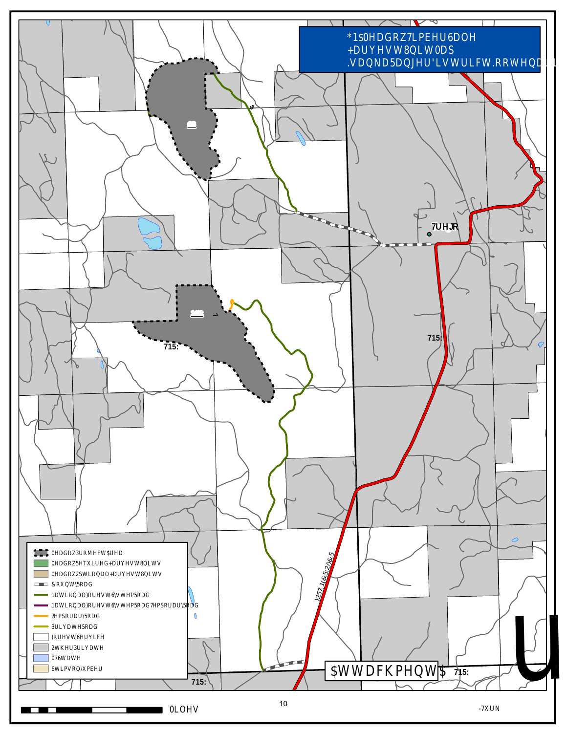GNAM Meadow Timber Sale
Harvest Unit Map
Kanka Ranger District, Kootenai

Trego

TNRW

TNRW

FORTINECREOFCR

Meadow Project Area

Meadow Required Harvest Units

Meadow Optional Harvest Units

County Road

National Forest System Road

National Forest System Road Temporary Road

Temporary Road

Private Road

Forest Service

Other Private

MT State

Stimson Lumber

Attachment A

TNRW

TNRW

Miles

JTurk